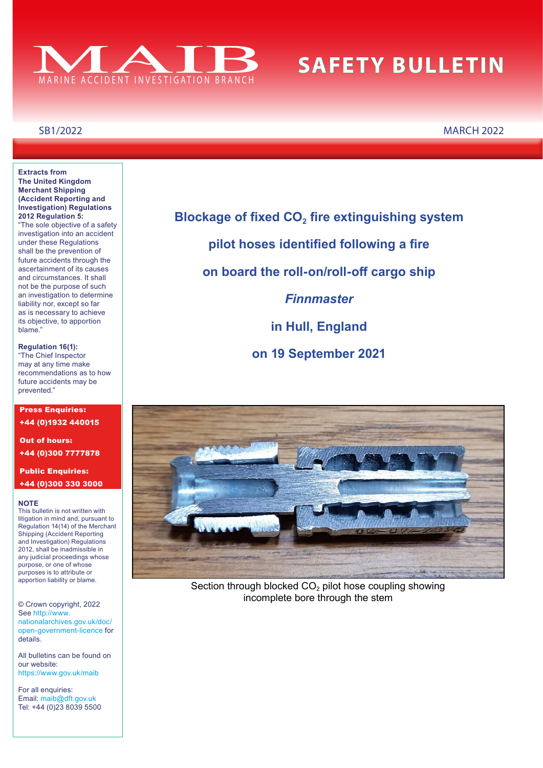# MAIB

MARINE ACCIDENT INVESTIGATION BRANCH

# SAFETY BULLETIN

SB1/2022

MARCH 2022

**Extracts from The United Kingdom Merchant Shipping (Accident Reporting and Investigation) Regulations 2012 Regulation 5:**
"The sole objective of a safety investigation into an accident under these Regulations shall be the prevention of future accidents through the ascertainment of its causes and circumstances. It shall not be the purpose of such an investigation to determine liability nor, except so far as is necessary to achieve its objective, to apportion blame."

**Regulation 16(1):**
"The Chief Inspector may at any time make recommendations as to how future accidents may be prevented."

**Press Enquiries:**
**+44 (0)1932 440015**

**Out of hours:**
**+44 (0)300 7777878**

**Public Enquiries:**
**+44 (0)300 330 3000**

**NOTE**
This bulletin is not written with litigation in mind and, pursuant to Regulation 14(14) of the Merchant Shipping (Accident Reporting and Investigation) Regulations 2012, shall be inadmissible in any judicial proceedings whose purpose, or one of whose purposes is to attribute or apportion liability or blame.

© Crown copyright, 2022
See http://www.nationalarchives.gov.uk/doc/open-government-licence for details.

All bulletins can be found on our website:
https://www.gov.uk/maib

For all enquiries:
Email: maib@dft.gov.uk
Tel: +44 (0)23 8039 5500

## Blockage of fixed $CO_2$ fire extinguishing system pilot hoses identified following a fire on board the roll-on/roll-off cargo ship *Finnmaster* in Hull, England on 19 September 2021

Section through blocked $CO_2$ pilot hose coupling showing incomplete bore through the stem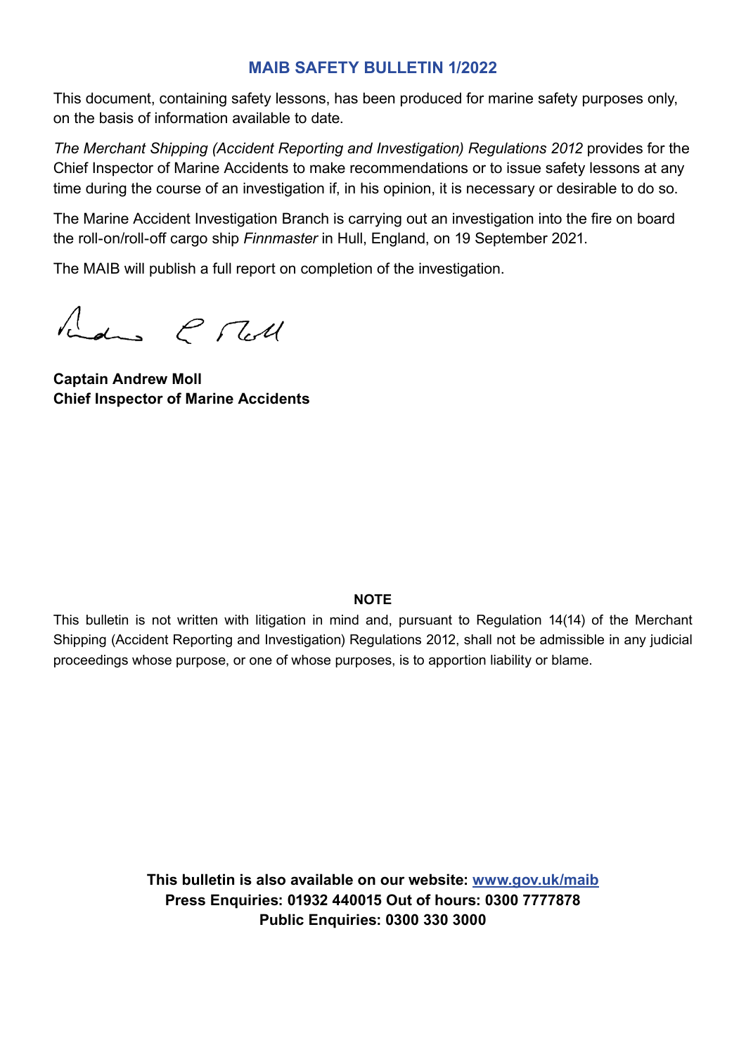## MAIB SAFETY BULLETIN 1/2022

This document, containing safety lessons, has been produced for marine safety purposes only, on the basis of information available to date.

*The Merchant Shipping (Accident Reporting and Investigation) Regulations 2012* provides for the Chief Inspector of Marine Accidents to make recommendations or to issue safety lessons at any time during the course of an investigation if, in his opinion, it is necessary or desirable to do so.

The Marine Accident Investigation Branch is carrying out an investigation into the fire on board the roll-on/roll-off cargo ship *Finnmaster* in Hull, England, on 19 September 2021.

The MAIB will publish a full report on completion of the investigation.

**Captain Andrew Moll**
**Chief Inspector of Marine Accidents**

**NOTE**

This bulletin is not written with litigation in mind and, pursuant to Regulation 14(14) of the Merchant Shipping (Accident Reporting and Investigation) Regulations 2012, shall not be admissible in any judicial proceedings whose purpose, or one of whose purposes, is to apportion liability or blame.

**This bulletin is also available on our website: [www.gov.uk/maib](http://www.gov.uk/maib)**
**Press Enquiries: 01932 440015 Out of hours: 0300 7777878**
**Public Enquiries: 0300 330 3000**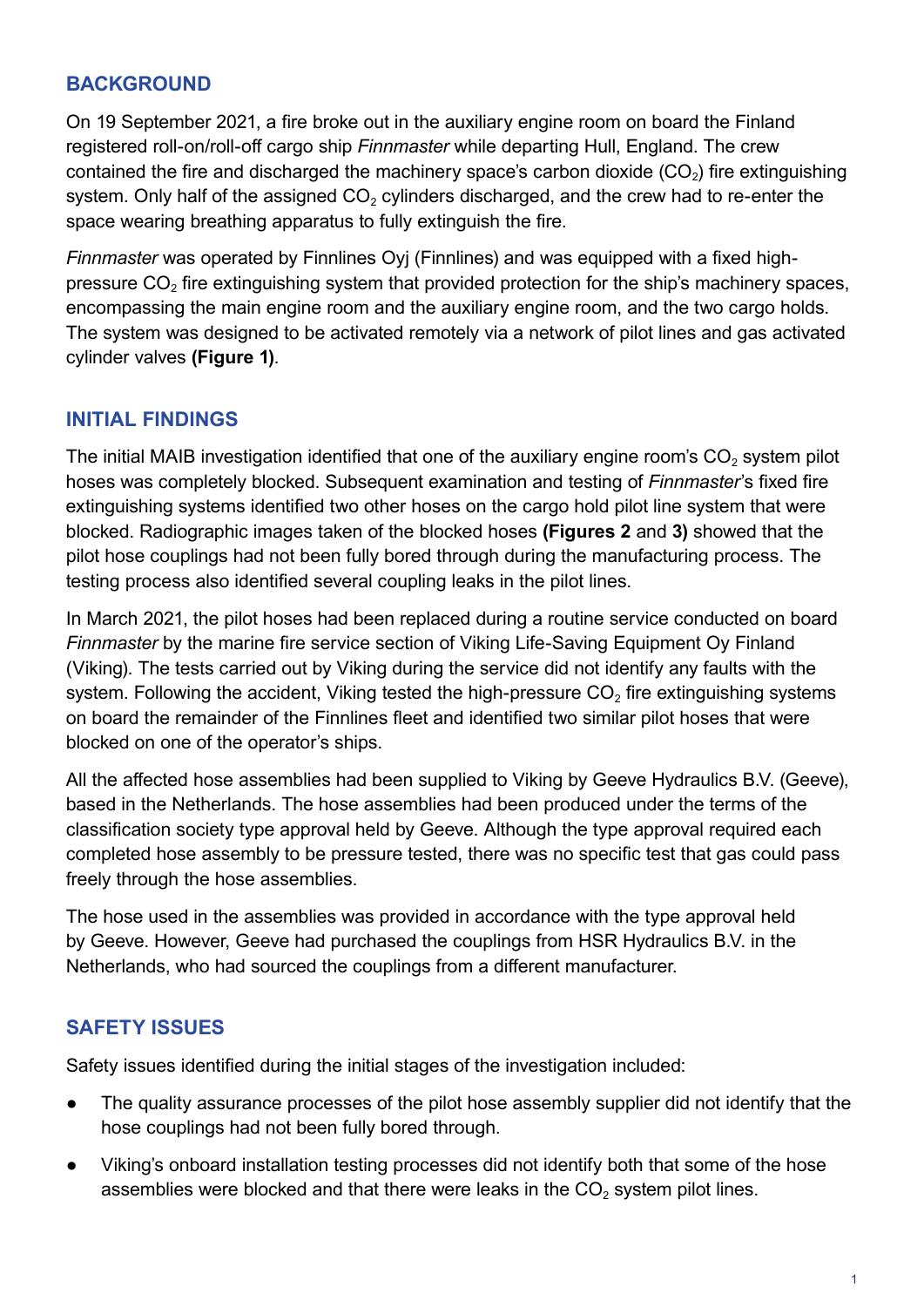## BACKGROUND

On 19 September 2021, a fire broke out in the auxiliary engine room on board the Finland registered roll-on/roll-off cargo ship *Finnmaster* while departing Hull, England. The crew contained the fire and discharged the machinery space's carbon dioxide ($CO_2$) fire extinguishing system. Only half of the assigned $CO_2$ cylinders discharged, and the crew had to re-enter the space wearing breathing apparatus to fully extinguish the fire.

*Finnmaster* was operated by Finnlines Oyj (Finnlines) and was equipped with a fixed high-pressure $CO_2$ fire extinguishing system that provided protection for the ship's machinery spaces, encompassing the main engine room and the auxiliary engine room, and the two cargo holds. The system was designed to be activated remotely via a network of pilot lines and gas activated cylinder valves **(Figure 1)**.

## INITIAL FINDINGS

The initial MAIB investigation identified that one of the auxiliary engine room's $CO_2$ system pilot hoses was completely blocked. Subsequent examination and testing of *Finnmaster*'s fixed fire extinguishing systems identified two other hoses on the cargo hold pilot line system that were blocked. Radiographic images taken of the blocked hoses **(Figures 2** and **3)** showed that the pilot hose couplings had not been fully bored through during the manufacturing process. The testing process also identified several coupling leaks in the pilot lines.

In March 2021, the pilot hoses had been replaced during a routine service conducted on board *Finnmaster* by the marine fire service section of Viking Life-Saving Equipment Oy Finland (Viking). The tests carried out by Viking during the service did not identify any faults with the system. Following the accident, Viking tested the high-pressure $CO_2$ fire extinguishing systems on board the remainder of the Finnlines fleet and identified two similar pilot hoses that were blocked on one of the operator's ships.

All the affected hose assemblies had been supplied to Viking by Geeve Hydraulics B.V. (Geeve), based in the Netherlands. The hose assemblies had been produced under the terms of the classification society type approval held by Geeve. Although the type approval required each completed hose assembly to be pressure tested, there was no specific test that gas could pass freely through the hose assemblies.

The hose used in the assemblies was provided in accordance with the type approval held by Geeve. However, Geeve had purchased the couplings from HSR Hydraulics B.V. in the Netherlands, who had sourced the couplings from a different manufacturer.

## SAFETY ISSUES

Safety issues identified during the initial stages of the investigation included:

- The quality assurance processes of the pilot hose assembly supplier did not identify that the hose couplings had not been fully bored through.
- Viking's onboard installation testing processes did not identify both that some of the hose assemblies were blocked and that there were leaks in the $CO_2$ system pilot lines.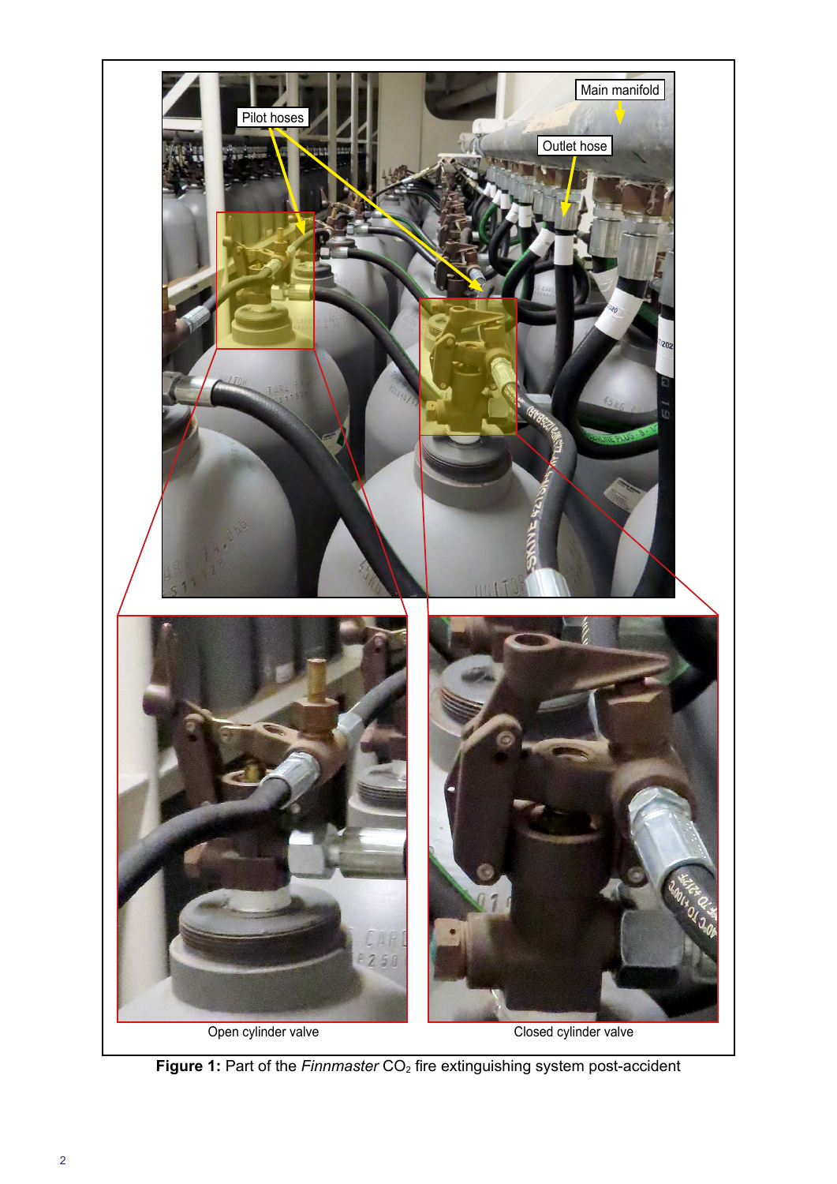**Figure 1:** Part of the *Finnmaster* $CO_2$ fire extinguishing system post-accident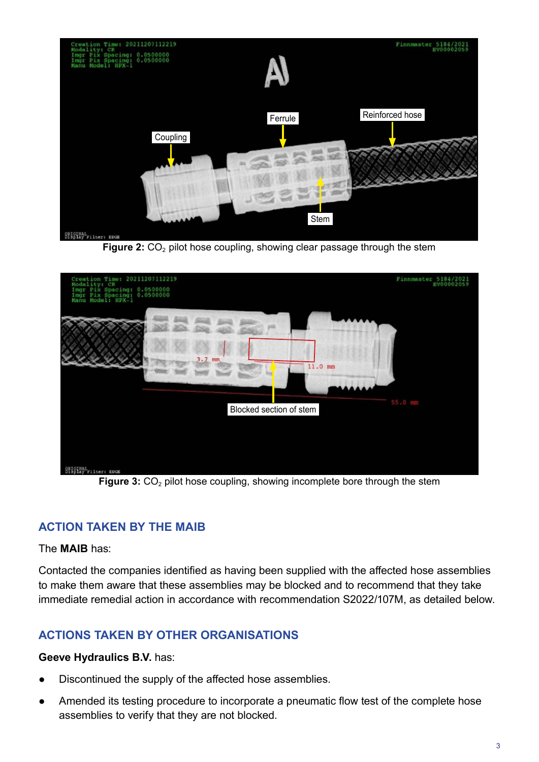**Figure 2:** $CO_2$ pilot hose coupling, showing clear passage through the stem

**Figure 3:** $CO_2$ pilot hose coupling, showing incomplete bore through the stem

## ACTION TAKEN BY THE MAIB

The **MAIB** has:

Contacted the companies identified as having been supplied with the affected hose assemblies to make them aware that these assemblies may be blocked and to recommend that they take immediate remedial action in accordance with recommendation S2022/107M, as detailed below.

## ACTIONS TAKEN BY OTHER ORGANISATIONS

**Geeve Hydraulics B.V.** has:

- Discontinued the supply of the affected hose assemblies.
- Amended its testing procedure to incorporate a pneumatic flow test of the complete hose assemblies to verify that they are not blocked.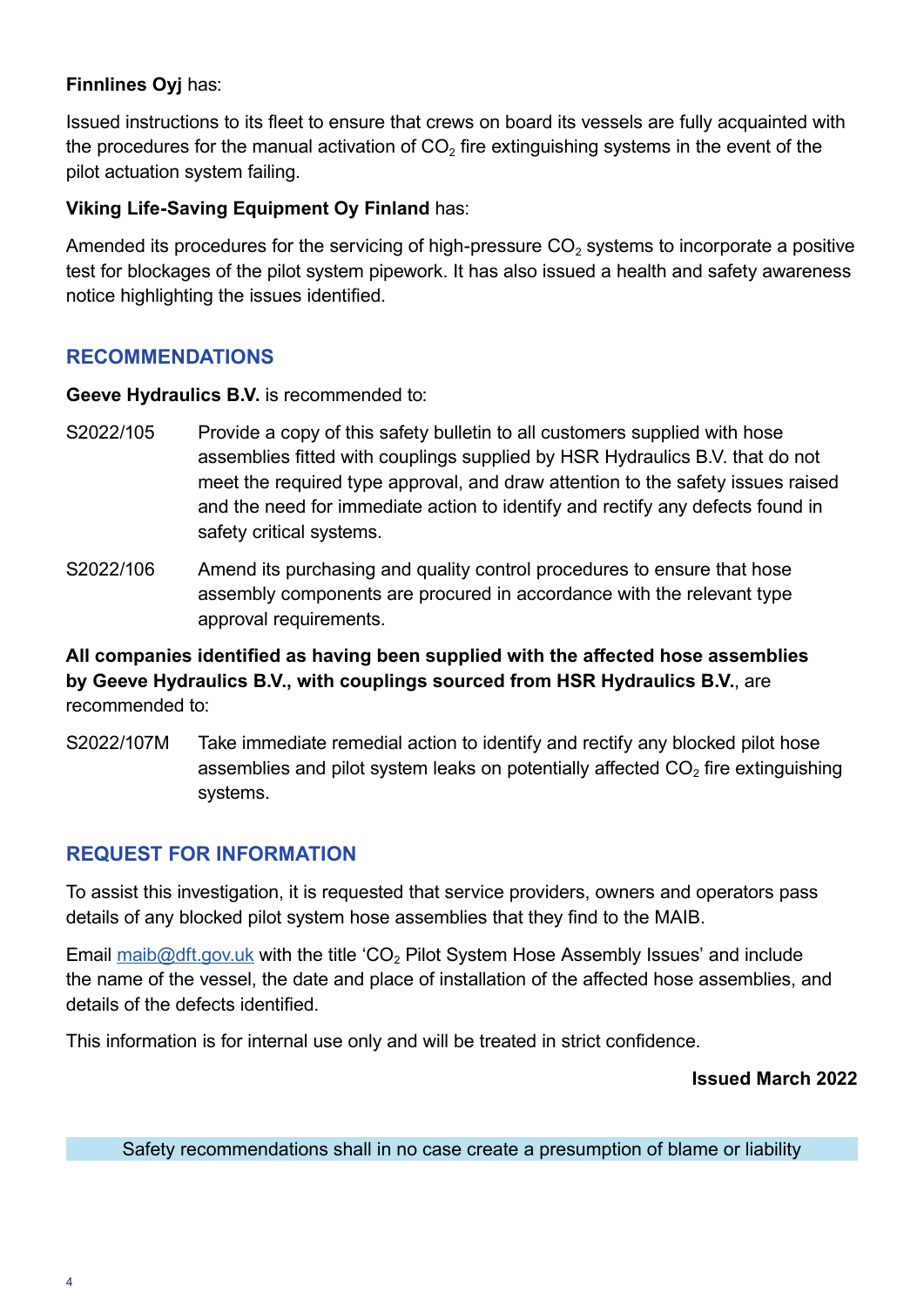**Finnlines Oyj** has:

Issued instructions to its fleet to ensure that crews on board its vessels are fully acquainted with the procedures for the manual activation of $CO_2$ fire extinguishing systems in the event of the pilot actuation system failing.

**Viking Life-Saving Equipment Oy Finland** has:

Amended its procedures for the servicing of high-pressure $CO_2$ systems to incorporate a positive test for blockages of the pilot system pipework. It has also issued a health and safety awareness notice highlighting the issues identified.

## RECOMMENDATIONS

**Geeve Hydraulics B.V.** is recommended to:

S2022/105 Provide a copy of this safety bulletin to all customers supplied with hose assemblies fitted with couplings supplied by HSR Hydraulics B.V. that do not meet the required type approval, and draw attention to the safety issues raised and the need for immediate action to identify and rectify any defects found in safety critical systems.

S2022/106 Amend its purchasing and quality control procedures to ensure that hose assembly components are procured in accordance with the relevant type approval requirements.

**All companies identified as having been supplied with the affected hose assemblies by Geeve Hydraulics B.V., with couplings sourced from HSR Hydraulics B.V.**, are recommended to:

S2022/107M Take immediate remedial action to identify and rectify any blocked pilot hose assemblies and pilot system leaks on potentially affected $CO_2$ fire extinguishing systems.

## REQUEST FOR INFORMATION

To assist this investigation, it is requested that service providers, owners and operators pass details of any blocked pilot system hose assemblies that they find to the MAIB.

Email maib@dft.gov.uk with the title '$CO_2$ Pilot System Hose Assembly Issues' and include the name of the vessel, the date and place of installation of the affected hose assemblies, and details of the defects identified.

This information is for internal use only and will be treated in strict confidence.

**Issued March 2022**

Safety recommendations shall in no case create a presumption of blame or liability